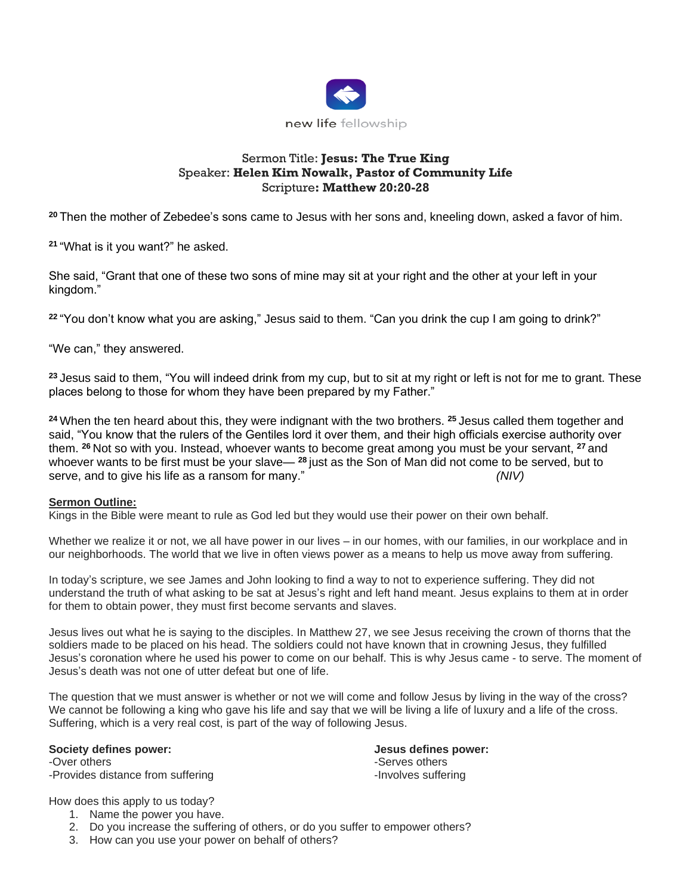new life fellowship

Sermon Title: **Jesus: The True King**
Speaker: **Helen Kim Nowalk, Pastor of Community Life**
Scripture**: Matthew 20:20-28**

[20] Then the mother of Zebedee's sons came to Jesus with her sons and, kneeling down, asked a favor of him.

[21] "What is it you want?" he asked.

She said, "Grant that one of these two sons of mine may sit at your right and the other at your left in your kingdom."

[22] "You don't know what you are asking," Jesus said to them. "Can you drink the cup I am going to drink?"

"We can," they answered.

[23] Jesus said to them, "You will indeed drink from my cup, but to sit at my right or left is not for me to grant. These places belong to those for whom they have been prepared by my Father."

[24] When the ten heard about this, they were indignant with the two brothers. [25] Jesus called them together and said, "You know that the rulers of the Gentiles lord it over them, and their high officials exercise authority over them. [26] Not so with you. Instead, whoever wants to become great among you must be your servant, [27] and whoever wants to be first must be your slave— [28] just as the Son of Man did not come to be served, but to serve, and to give his life as a ransom for many." *(NIV)*

**Sermon Outline:**

Kings in the Bible were meant to rule as God led but they would use their power on their own behalf.

Whether we realize it or not, we all have power in our lives – in our homes, with our families, in our workplace and in our neighborhoods. The world that we live in often views power as a means to help us move away from suffering.

In today's scripture, we see James and John looking to find a way to not to experience suffering. They did not understand the truth of what asking to be sat at Jesus's right and left hand meant. Jesus explains to them at in order for them to obtain power, they must first become servants and slaves.

Jesus lives out what he is saying to the disciples. In Matthew 27, we see Jesus receiving the crown of thorns that the soldiers made to be placed on his head. The soldiers could not have known that in crowning Jesus, they fulfilled Jesus's coronation where he used his power to come on our behalf. This is why Jesus came - to serve. The moment of Jesus's death was not one of utter defeat but one of life.

The question that we must answer is whether or not we will come and follow Jesus by living in the way of the cross? We cannot be following a king who gave his life and say that we will be living a life of luxury and a life of the cross. Suffering, which is a very real cost, is part of the way of following Jesus.

**Society defines power:**
-Over others
-Provides distance from suffering

**Jesus defines power:**
-Serves others
-Involves suffering

How does this apply to us today?

1. Name the power you have.
2. Do you increase the suffering of others, or do you suffer to empower others?
3. How can you use your power on behalf of others?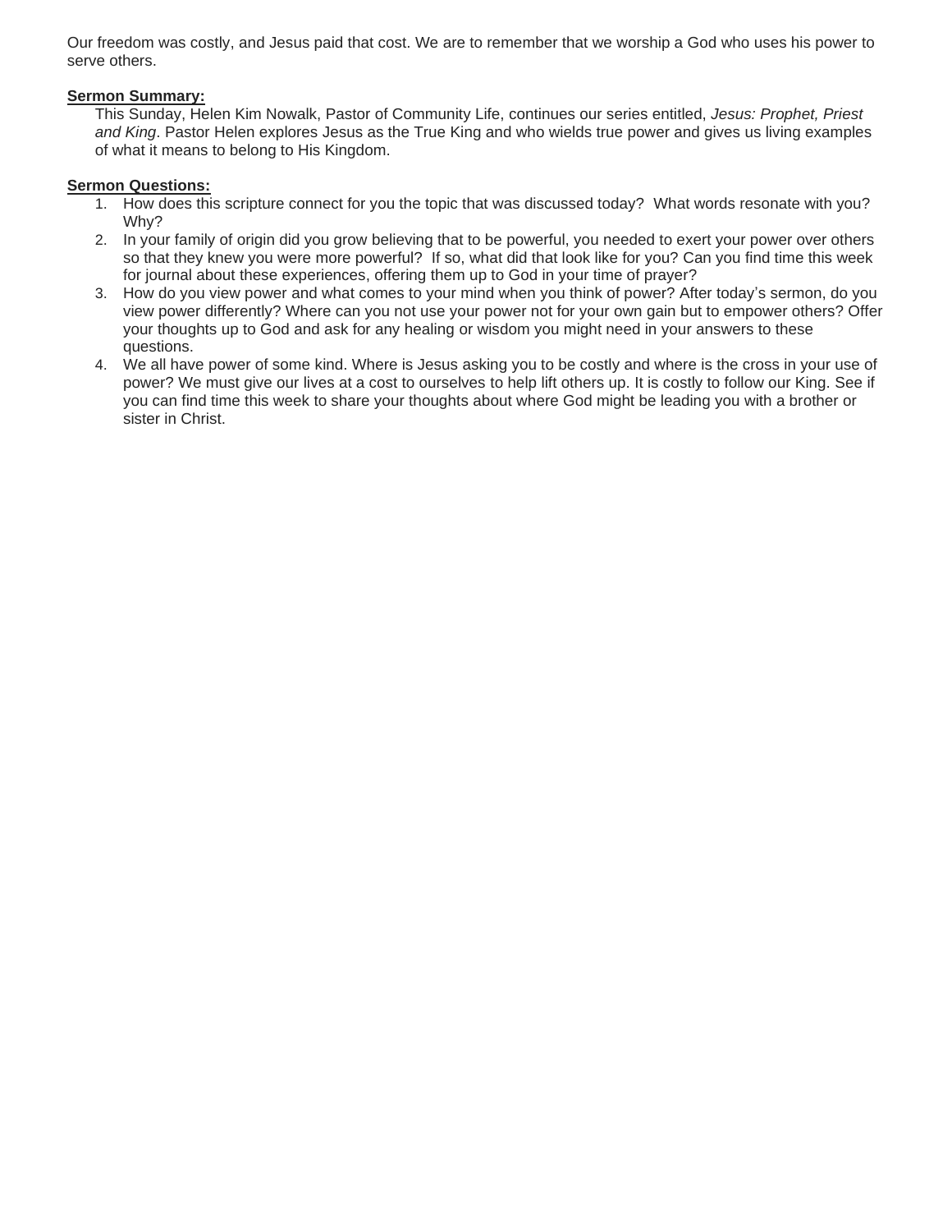Our freedom was costly, and Jesus paid that cost. We are to remember that we worship a God who uses his power to serve others.

**Sermon Summary:**

This Sunday, Helen Kim Nowalk, Pastor of Community Life, continues our series entitled, *Jesus: Prophet, Priest and King*. Pastor Helen explores Jesus as the True King and who wields true power and gives us living examples of what it means to belong to His Kingdom.

**Sermon Questions:**

1. How does this scripture connect for you the topic that was discussed today? What words resonate with you? Why?
2. In your family of origin did you grow believing that to be powerful, you needed to exert your power over others so that they knew you were more powerful? If so, what did that look like for you? Can you find time this week for journal about these experiences, offering them up to God in your time of prayer?
3. How do you view power and what comes to your mind when you think of power? After today's sermon, do you view power differently? Where can you not use your power not for your own gain but to empower others? Offer your thoughts up to God and ask for any healing or wisdom you might need in your answers to these questions.
4. We all have power of some kind. Where is Jesus asking you to be costly and where is the cross in your use of power? We must give our lives at a cost to ourselves to help lift others up. It is costly to follow our King. See if you can find time this week to share your thoughts about where God might be leading you with a brother or sister in Christ.